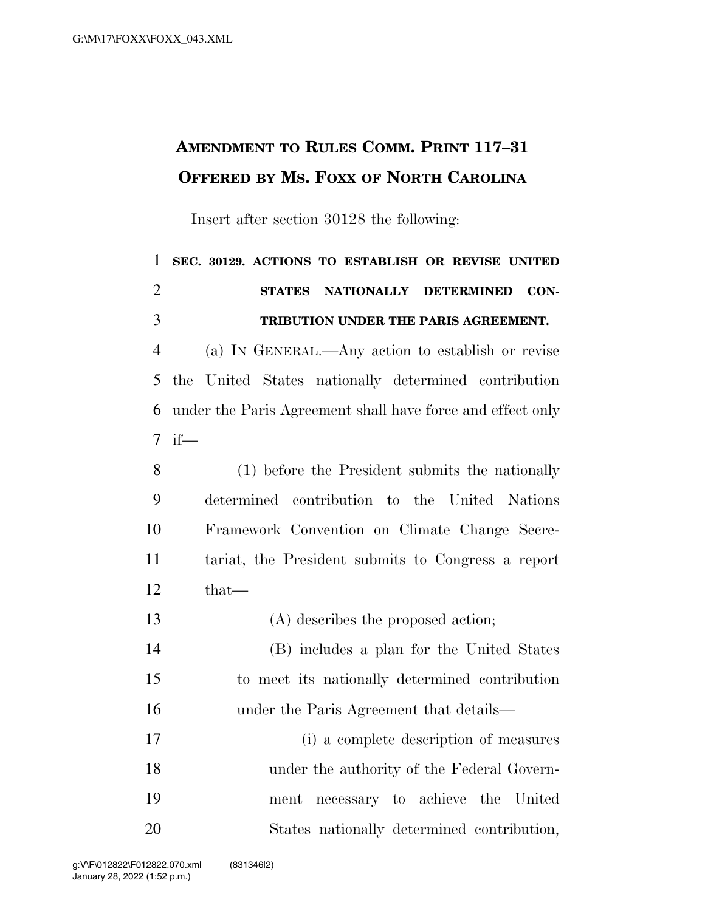# AMENDMENT TO RULES COMM. PRINT 117–31 OFFERED BY MS. FOXX OF NORTH CAROLINA

Insert after section 30128 the following:

**SEC. 30129. ACTIONS TO ESTABLISH OR REVISE UNITED STATES NATIONALLY DETERMINED CONTRIBUTION UNDER THE PARIS AGREEMENT.**

(a) IN GENERAL.—Any action to establish or revise the United States nationally determined contribution under the Paris Agreement shall have force and effect only if—

(1) before the President submits the nationally determined contribution to the United Nations Framework Convention on Climate Change Secretariat, the President submits to Congress a report that—

(A) describes the proposed action;

(B) includes a plan for the United States to meet its nationally determined contribution under the Paris Agreement that details—

(i) a complete description of measures under the authority of the Federal Government necessary to achieve the United States nationally determined contribution,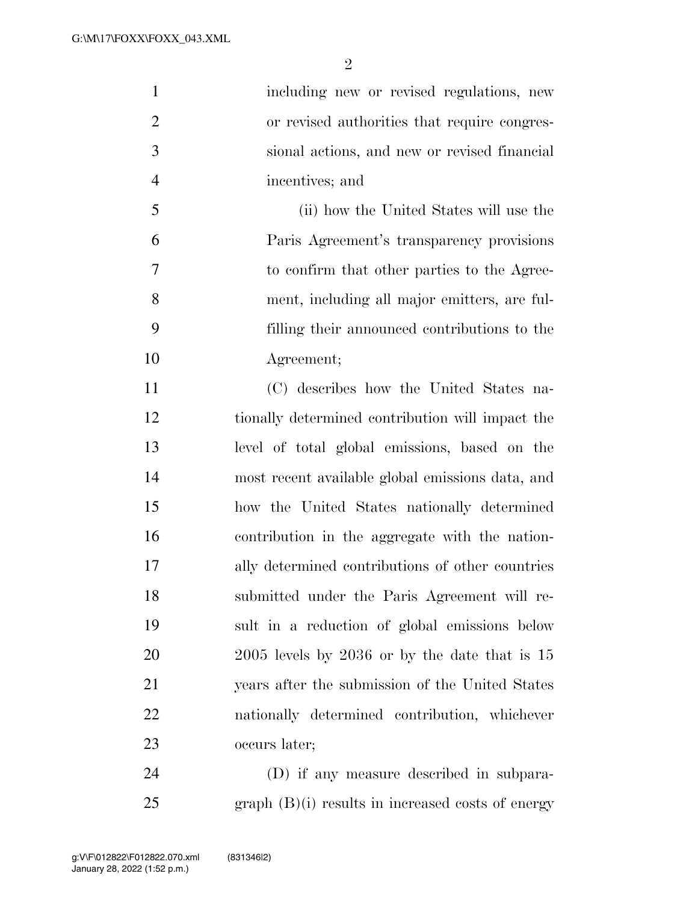including new or revised regulations, new or revised authorities that require congressional actions, and new or revised financial incentives; and

(ii) how the United States will use the Paris Agreement's transparency provisions to confirm that other parties to the Agreement, including all major emitters, are fulfilling their announced contributions to the Agreement;

(C) describes how the United States nationally determined contribution will impact the level of total global emissions, based on the most recent available global emissions data, and how the United States nationally determined contribution in the aggregate with the nationally determined contributions of other countries submitted under the Paris Agreement will result in a reduction of global emissions below 2005 levels by 2036 or by the date that is 15 years after the submission of the United States nationally determined contribution, whichever occurs later;

(D) if any measure described in subparagraph (B)(i) results in increased costs of energy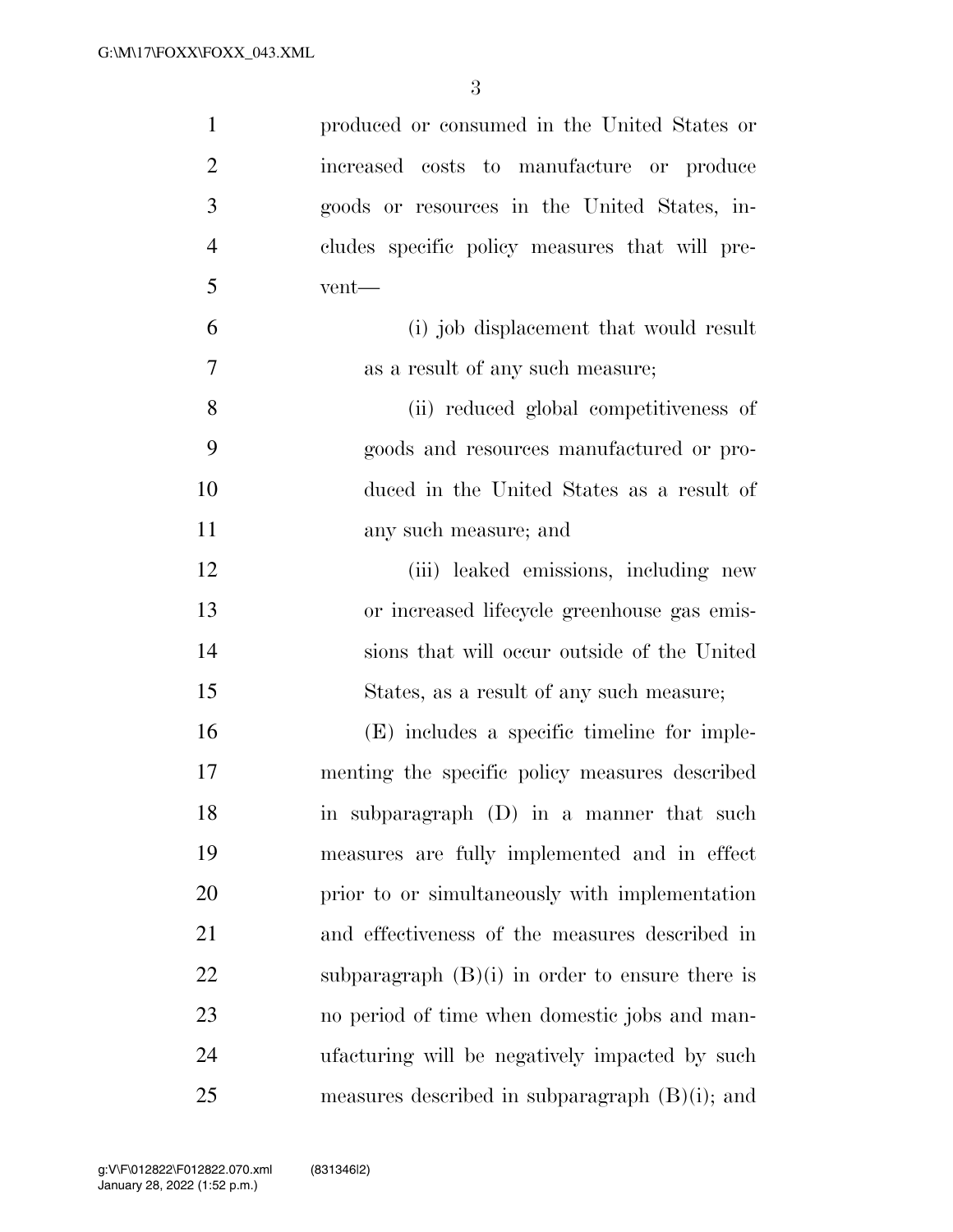produced or consumed in the United States or increased costs to manufacture or produce goods or resources in the United States, includes specific policy measures that will prevent—

(i) job displacement that would result as a result of any such measure;

(ii) reduced global competitiveness of goods and resources manufactured or produced in the United States as a result of any such measure; and

(iii) leaked emissions, including new or increased lifecycle greenhouse gas emissions that will occur outside of the United States, as a result of any such measure;

(E) includes a specific timeline for implementing the specific policy measures described in subparagraph (D) in a manner that such measures are fully implemented and in effect prior to or simultaneously with implementation and effectiveness of the measures described in subparagraph (B)(i) in order to ensure there is no period of time when domestic jobs and manufacturing will be negatively impacted by such measures described in subparagraph (B)(i); and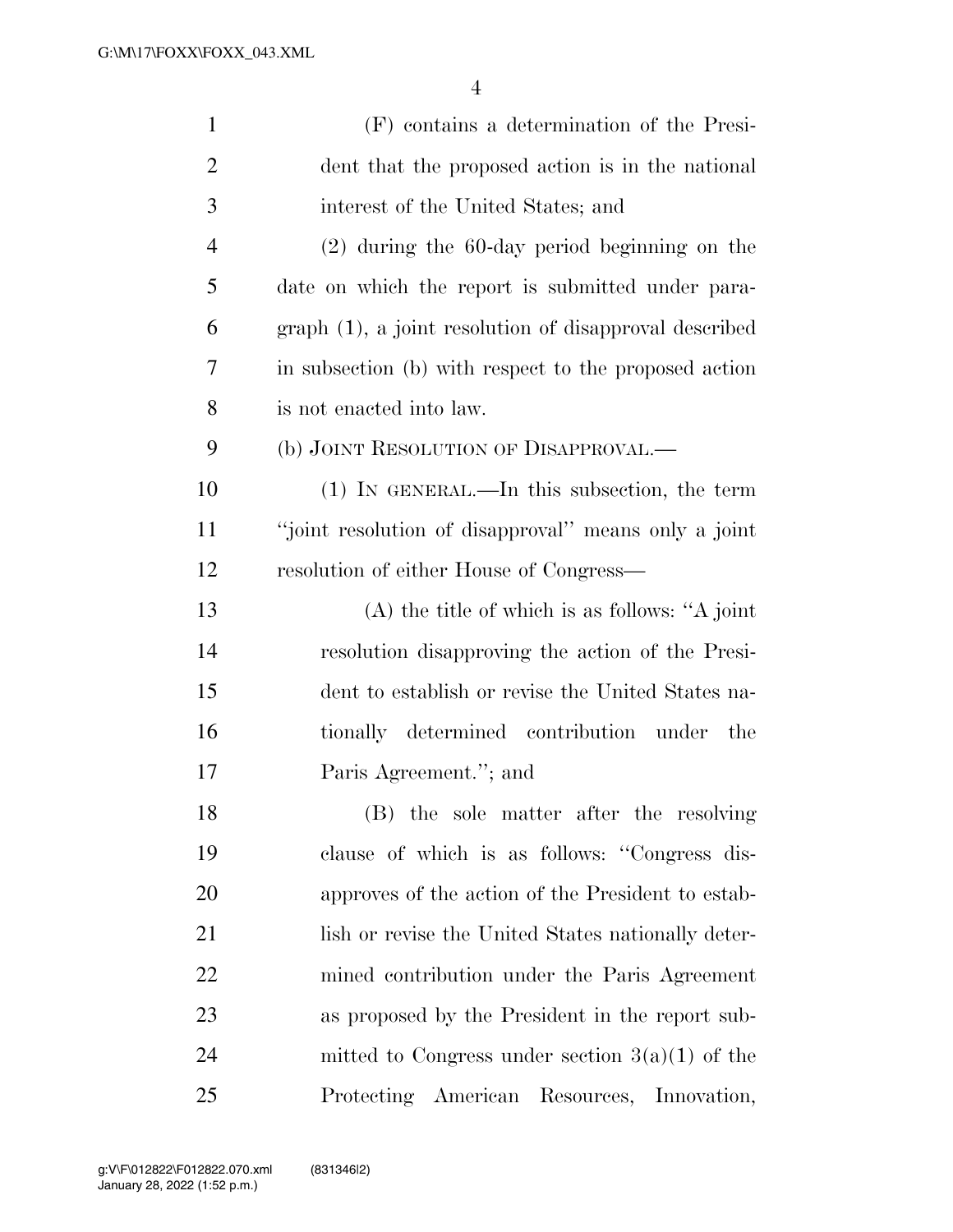(F) contains a determination of the President that the proposed action is in the national interest of the United States; and

(2) during the 60-day period beginning on the date on which the report is submitted under paragraph (1), a joint resolution of disapproval described in subsection (b) with respect to the proposed action is not enacted into law.

(b) JOINT RESOLUTION OF DISAPPROVAL.—

(1) IN GENERAL.—In this subsection, the term ''joint resolution of disapproval'' means only a joint resolution of either House of Congress—

(A) the title of which is as follows: ''A joint resolution disapproving the action of the President to establish or revise the United States nationally determined contribution under the Paris Agreement.''; and

(B) the sole matter after the resolving clause of which is as follows: ''Congress disapproves of the action of the President to establish or revise the United States nationally determined contribution under the Paris Agreement as proposed by the President in the report submitted to Congress under section 3(a)(1) of the Protecting American Resources, Innovation,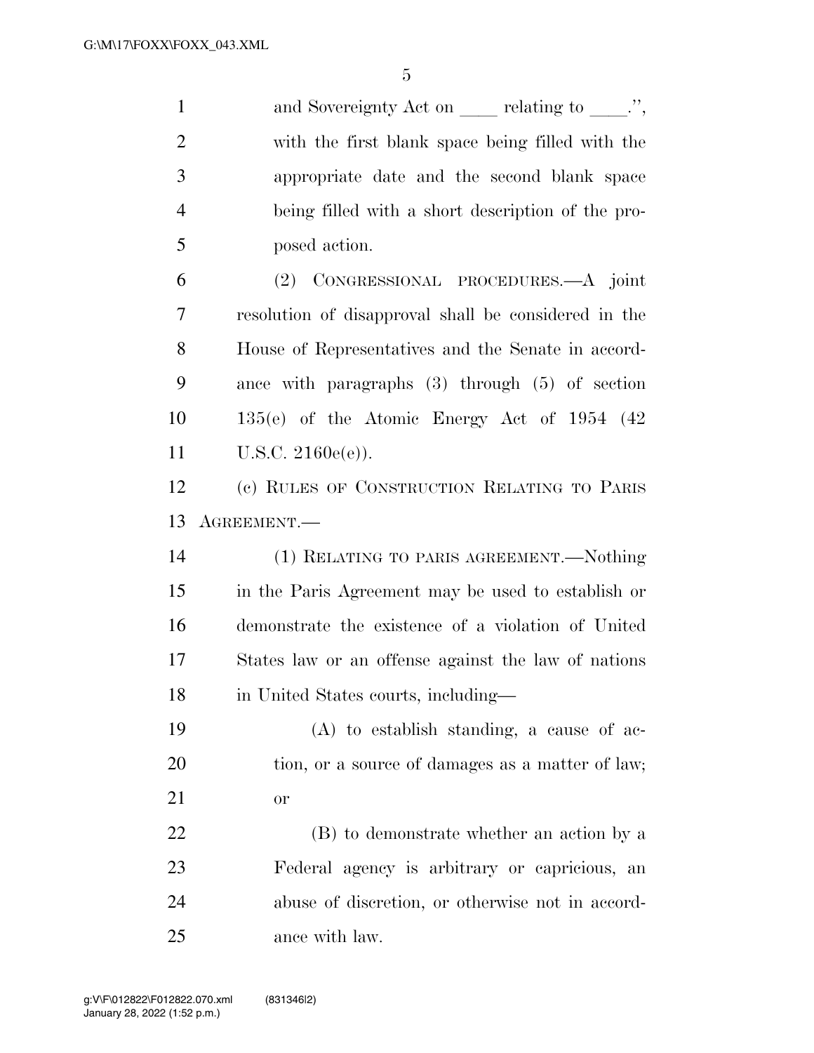and Sovereignty Act on ____ relating to ____.'', with the first blank space being filled with the appropriate date and the second blank space being filled with a short description of the proposed action.

(2) CONGRESSIONAL PROCEDURES.—A joint resolution of disapproval shall be considered in the House of Representatives and the Senate in accordance with paragraphs (3) through (5) of section 135(e) of the Atomic Energy Act of 1954 (42 U.S.C. 2160e(e)).

(c) RULES OF CONSTRUCTION RELATING TO PARIS AGREEMENT.—

(1) RELATING TO PARIS AGREEMENT.—Nothing in the Paris Agreement may be used to establish or demonstrate the existence of a violation of United States law or an offense against the law of nations in United States courts, including—

(A) to establish standing, a cause of action, or a source of damages as a matter of law; or

(B) to demonstrate whether an action by a Federal agency is arbitrary or capricious, an abuse of discretion, or otherwise not in accordance with law.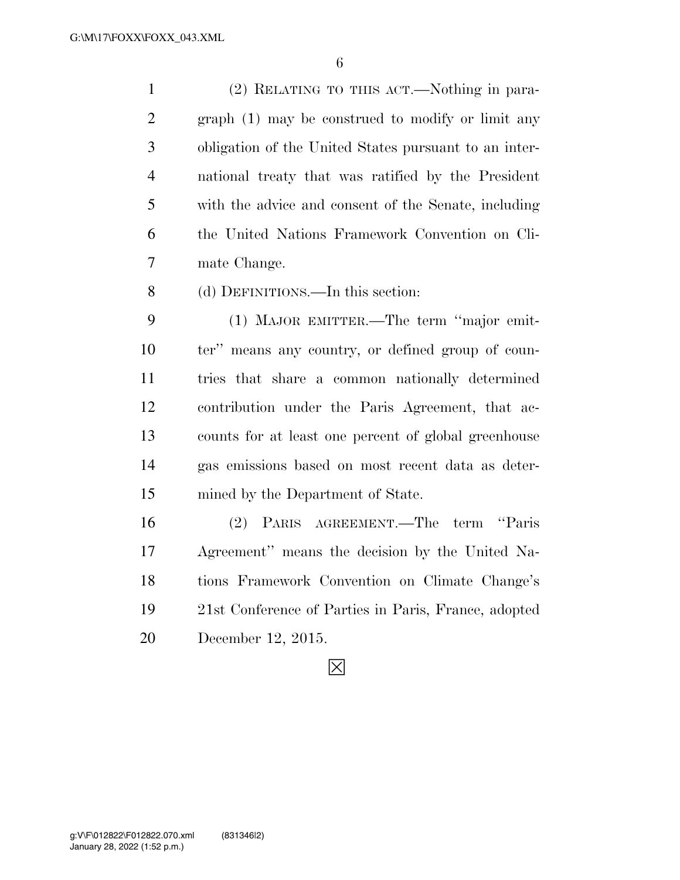(2) RELATING TO THIS ACT.—Nothing in paragraph (1) may be construed to modify or limit any obligation of the United States pursuant to an international treaty that was ratified by the President with the advice and consent of the Senate, including the United Nations Framework Convention on Climate Change.

(d) DEFINITIONS.—In this section:

(1) MAJOR EMITTER.—The term ''major emitter'' means any country, or defined group of countries that share a common nationally determined contribution under the Paris Agreement, that accounts for at least one percent of global greenhouse gas emissions based on most recent data as determined by the Department of State.

(2) PARIS AGREEMENT.—The term ''Paris Agreement'' means the decision by the United Nations Framework Convention on Climate Change's 21st Conference of Parties in Paris, France, adopted December 12, 2015.